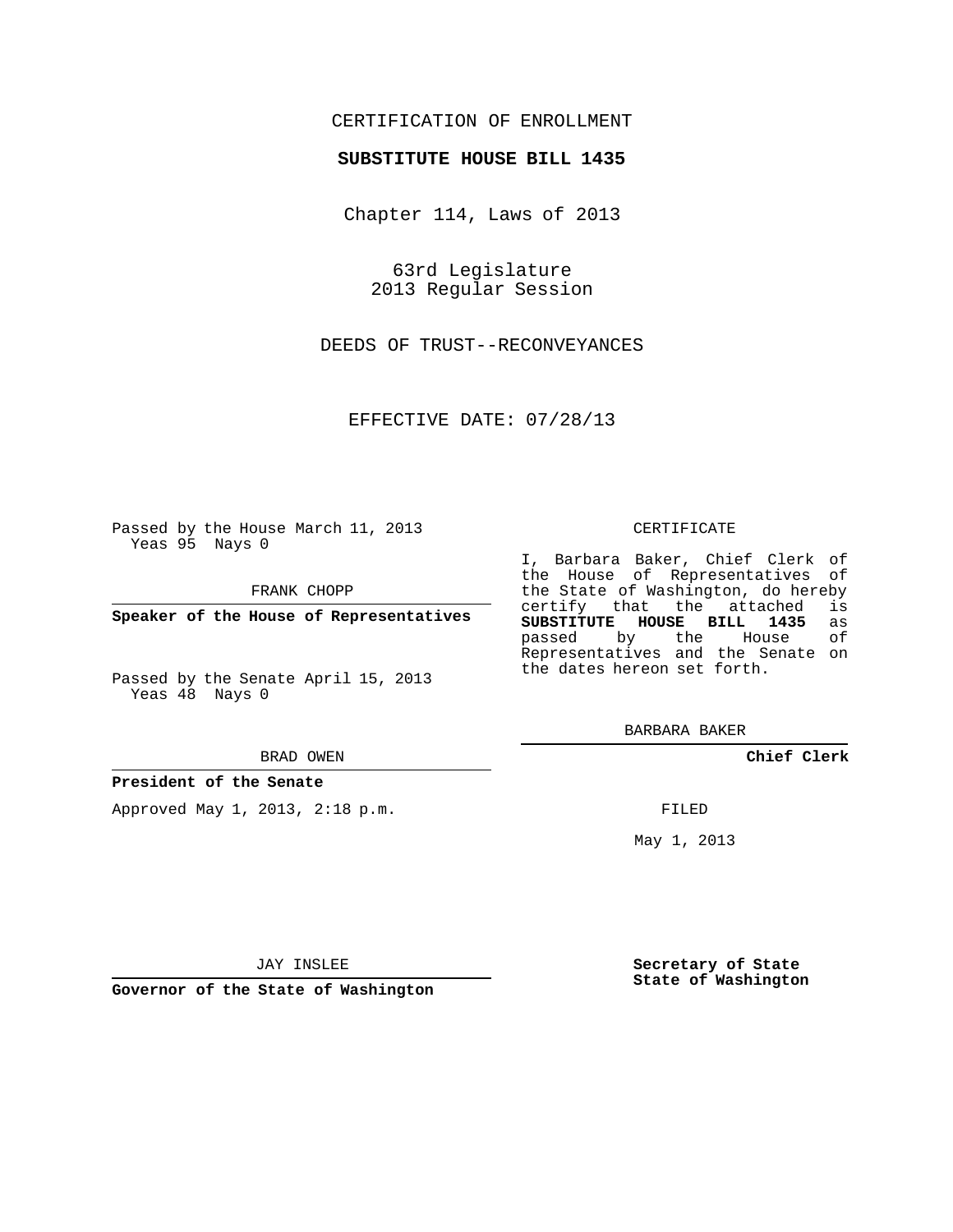CERTIFICATION OF ENROLLMENT

**SUBSTITUTE HOUSE BILL 1435**

Chapter 114, Laws of 2013

63rd Legislature
2013 Regular Session

DEEDS OF TRUST--RECONVEYANCES

EFFECTIVE DATE: 07/28/13

Passed by the House March 11, 2013
Yeas 95 Nays 0

FRANK CHOPP

**Speaker of the House of Representatives**

Passed by the Senate April 15, 2013
Yeas 48 Nays 0

BRAD OWEN

**President of the Senate**

Approved May 1, 2013, 2:18 p.m.

JAY INSLEE

**Governor of the State of Washington**

CERTIFICATE

I, Barbara Baker, Chief Clerk of the House of Representatives of the State of Washington, do hereby certify that the attached is **SUBSTITUTE HOUSE BILL 1435** as passed by the House of Representatives and the Senate on the dates hereon set forth.

BARBARA BAKER

**Chief Clerk**

FILED

May 1, 2013

**Secretary of State**
**State of Washington**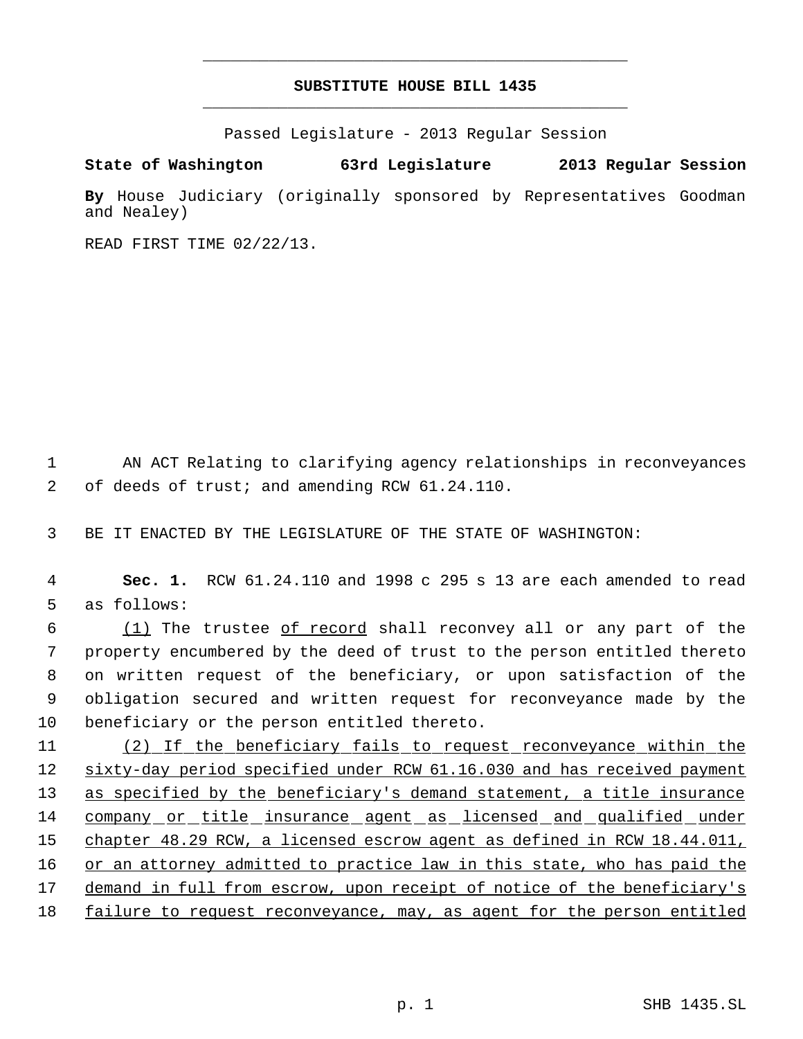# SUBSTITUTE HOUSE BILL 1435

Passed Legislature - 2013 Regular Session

**State of Washington 63rd Legislature 2013 Regular Session**

**By** House Judiciary (originally sponsored by Representatives Goodman and Nealey)

READ FIRST TIME 02/22/13.

AN ACT Relating to clarifying agency relationships in reconveyances of deeds of trust; and amending RCW 61.24.110.

BE IT ENACTED BY THE LEGISLATURE OF THE STATE OF WASHINGTON:

**Sec. 1.** RCW 61.24.110 and 1998 c 295 s 13 are each amended to read as follows:

(1) The trustee of record shall reconvey all or any part of the property encumbered by the deed of trust to the person entitled thereto on written request of the beneficiary, or upon satisfaction of the obligation secured and written request for reconveyance made by the beneficiary or the person entitled thereto.

(2) If the beneficiary fails to request reconveyance within the sixty-day period specified under RCW 61.16.030 and has received payment as specified by the beneficiary's demand statement, a title insurance company or title insurance agent as licensed and qualified under chapter 48.29 RCW, a licensed escrow agent as defined in RCW 18.44.011, or an attorney admitted to practice law in this state, who has paid the demand in full from escrow, upon receipt of notice of the beneficiary's failure to request reconveyance, may, as agent for the person entitled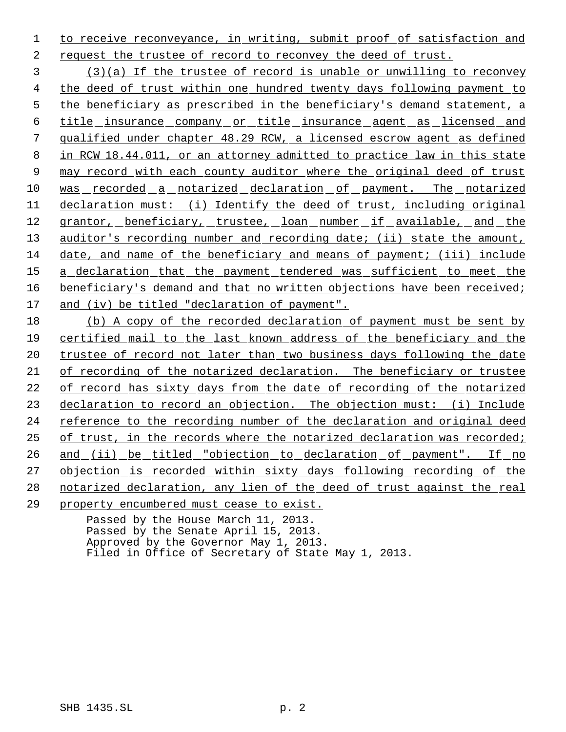to receive reconveyance, in writing, submit proof of satisfaction and request the trustee of record to reconvey the deed of trust.

(3)(a) If the trustee of record is unable or unwilling to reconvey the deed of trust within one hundred twenty days following payment to the beneficiary as prescribed in the beneficiary's demand statement, a title insurance company or title insurance agent as licensed and qualified under chapter 48.29 RCW, a licensed escrow agent as defined in RCW 18.44.011, or an attorney admitted to practice law in this state may record with each county auditor where the original deed of trust was recorded a notarized declaration of payment. The notarized declaration must: (i) Identify the deed of trust, including original grantor, beneficiary, trustee, loan number if available, and the auditor's recording number and recording date; (ii) state the amount, date, and name of the beneficiary and means of payment; (iii) include a declaration that the payment tendered was sufficient to meet the beneficiary's demand and that no written objections have been received; and (iv) be titled "declaration of payment".

(b) A copy of the recorded declaration of payment must be sent by certified mail to the last known address of the beneficiary and the trustee of record not later than two business days following the date of recording of the notarized declaration. The beneficiary or trustee of record has sixty days from the date of recording of the notarized declaration to record an objection. The objection must: (i) Include reference to the recording number of the declaration and original deed of trust, in the records where the notarized declaration was recorded; and (ii) be titled "objection to declaration of payment". If no objection is recorded within sixty days following recording of the notarized declaration, any lien of the deed of trust against the real property encumbered must cease to exist.

Passed by the House March 11, 2013.
Passed by the Senate April 15, 2013.
Approved by the Governor May 1, 2013.
Filed in Office of Secretary of State May 1, 2013.